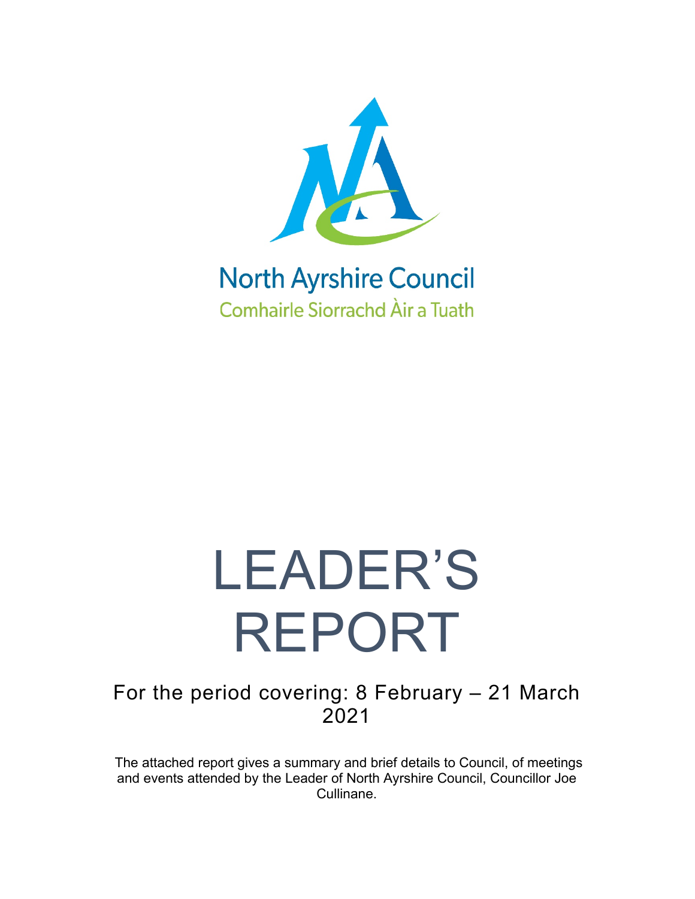North Ayrshire Council

Comhairle Siorrachd Àir a Tuath

# LEADER'S REPORT

## For the period covering: 8 February – 21 March 2021

The attached report gives a summary and brief details to Council, of meetings and events attended by the Leader of North Ayrshire Council, Councillor Joe Cullinane.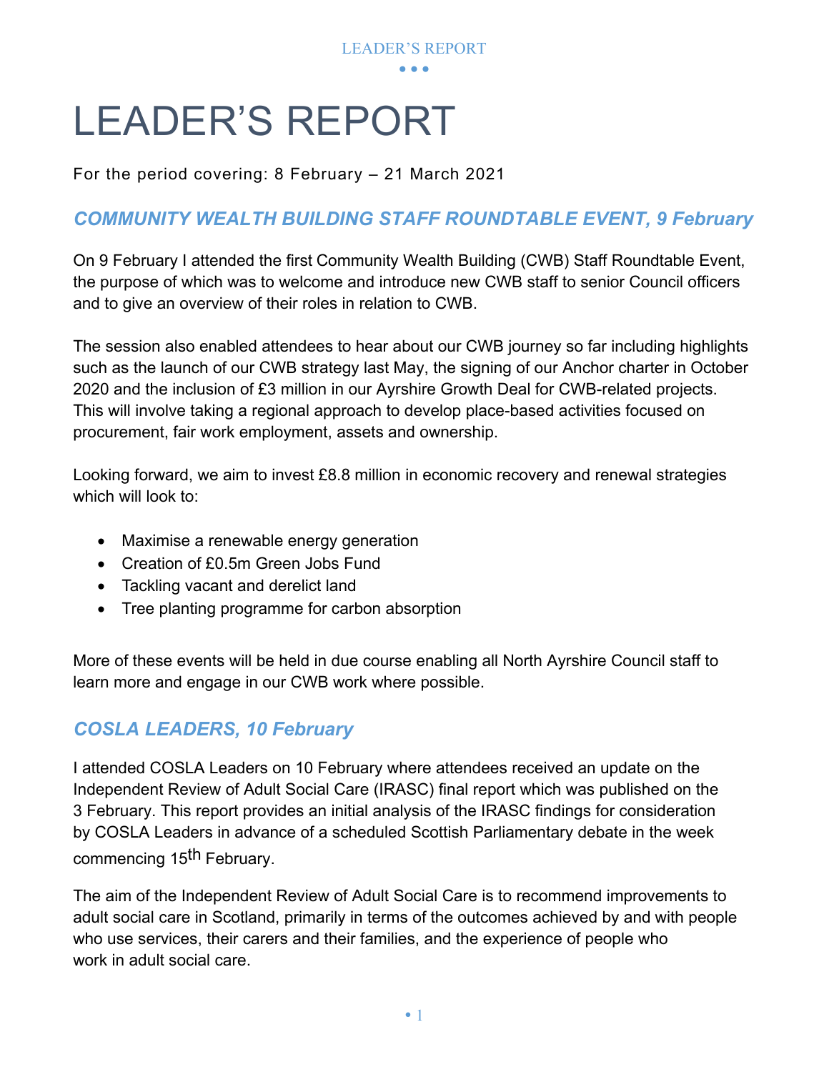# LEADER'S REPORT

For the period covering: 8 February – 21 March 2021

## *COMMUNITY WEALTH BUILDING STAFF ROUNDTABLE EVENT, 9 February*

On 9 February I attended the first Community Wealth Building (CWB) Staff Roundtable Event, the purpose of which was to welcome and introduce new CWB staff to senior Council officers and to give an overview of their roles in relation to CWB.

The session also enabled attendees to hear about our CWB journey so far including highlights such as the launch of our CWB strategy last May, the signing of our Anchor charter in October 2020 and the inclusion of £3 million in our Ayrshire Growth Deal for CWB-related projects. This will involve taking a regional approach to develop place-based activities focused on procurement, fair work employment, assets and ownership.

Looking forward, we aim to invest £8.8 million in economic recovery and renewal strategies which will look to:

- Maximise a renewable energy generation
- Creation of £0.5m Green Jobs Fund
- Tackling vacant and derelict land
- Tree planting programme for carbon absorption

More of these events will be held in due course enabling all North Ayrshire Council staff to learn more and engage in our CWB work where possible.

## *COSLA LEADERS, 10 February*

I attended COSLA Leaders on 10 February where attendees received an update on the Independent Review of Adult Social Care (IRASC) final report which was published on the 3 February. This report provides an initial analysis of the IRASC findings for consideration by COSLA Leaders in advance of a scheduled Scottish Parliamentary debate in the week commencing 15th February.

The aim of the Independent Review of Adult Social Care is to recommend improvements to adult social care in Scotland, primarily in terms of the outcomes achieved by and with people who use services, their carers and their families, and the experience of people who work in adult social care.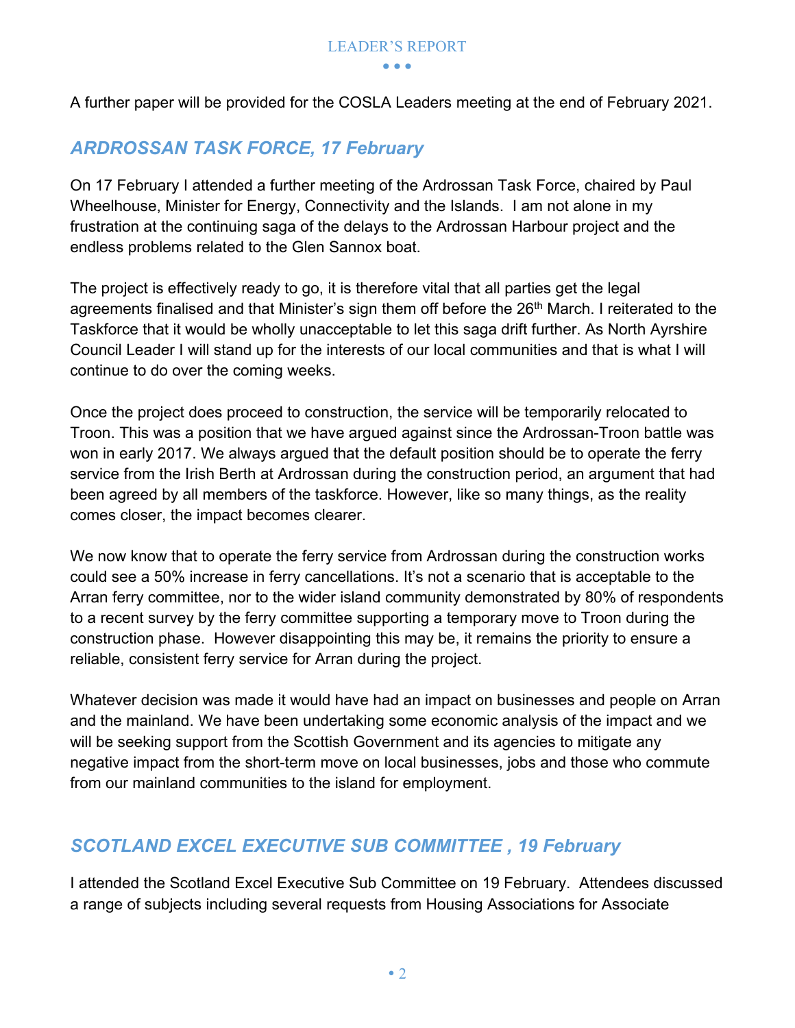A further paper will be provided for the COSLA Leaders meeting at the end of February 2021.

## *ARDROSSAN TASK FORCE, 17 February*

On 17 February I attended a further meeting of the Ardrossan Task Force, chaired by Paul Wheelhouse, Minister for Energy, Connectivity and the Islands. I am not alone in my frustration at the continuing saga of the delays to the Ardrossan Harbour project and the endless problems related to the Glen Sannox boat.

The project is effectively ready to go, it is therefore vital that all parties get the legal agreements finalised and that Minister's sign them off before the 26th March. I reiterated to the Taskforce that it would be wholly unacceptable to let this saga drift further. As North Ayrshire Council Leader I will stand up for the interests of our local communities and that is what I will continue to do over the coming weeks.

Once the project does proceed to construction, the service will be temporarily relocated to Troon. This was a position that we have argued against since the Ardrossan-Troon battle was won in early 2017. We always argued that the default position should be to operate the ferry service from the Irish Berth at Ardrossan during the construction period, an argument that had been agreed by all members of the taskforce. However, like so many things, as the reality comes closer, the impact becomes clearer.

We now know that to operate the ferry service from Ardrossan during the construction works could see a 50% increase in ferry cancellations. It's not a scenario that is acceptable to the Arran ferry committee, nor to the wider island community demonstrated by 80% of respondents to a recent survey by the ferry committee supporting a temporary move to Troon during the construction phase. However disappointing this may be, it remains the priority to ensure a reliable, consistent ferry service for Arran during the project.

Whatever decision was made it would have had an impact on businesses and people on Arran and the mainland. We have been undertaking some economic analysis of the impact and we will be seeking support from the Scottish Government and its agencies to mitigate any negative impact from the short-term move on local businesses, jobs and those who commute from our mainland communities to the island for employment.

## *SCOTLAND EXCEL EXECUTIVE SUB COMMITTEE , 19 February*

I attended the Scotland Excel Executive Sub Committee on 19 February. Attendees discussed a range of subjects including several requests from Housing Associations for Associate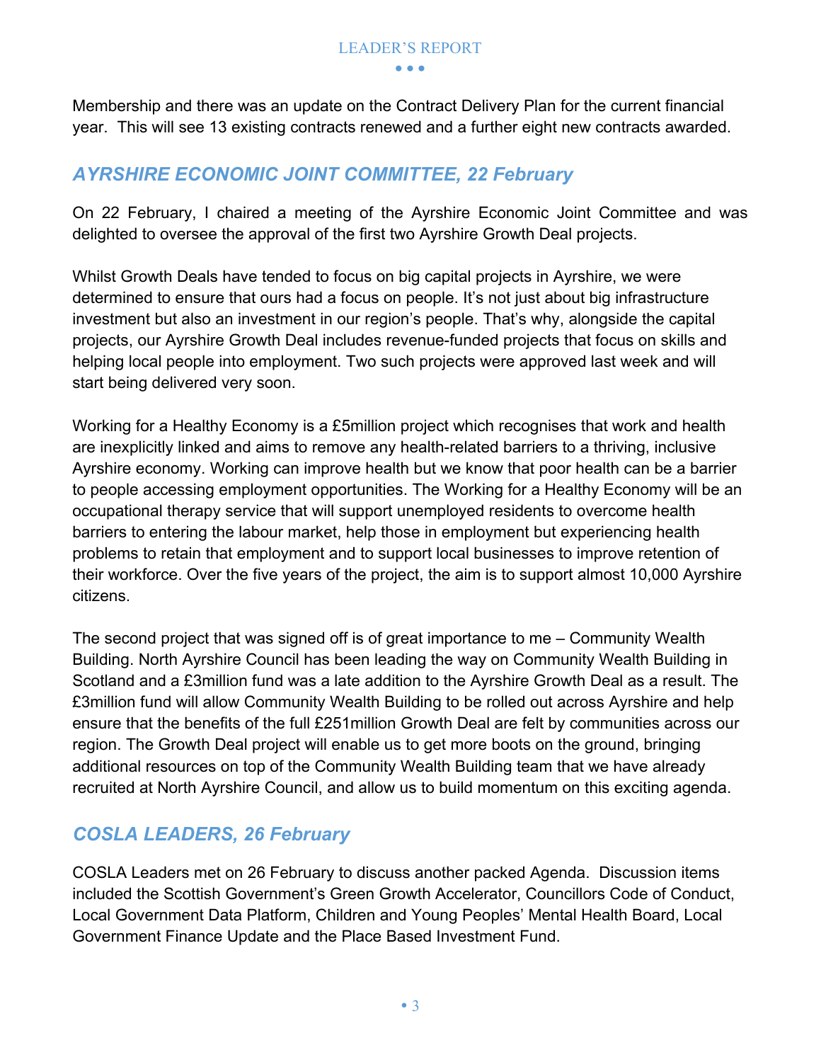Membership and there was an update on the Contract Delivery Plan for the current financial year. This will see 13 existing contracts renewed and a further eight new contracts awarded.

## *AYRSHIRE ECONOMIC JOINT COMMITTEE, 22 February*

On 22 February, I chaired a meeting of the Ayrshire Economic Joint Committee and was delighted to oversee the approval of the first two Ayrshire Growth Deal projects.

Whilst Growth Deals have tended to focus on big capital projects in Ayrshire, we were determined to ensure that ours had a focus on people. It's not just about big infrastructure investment but also an investment in our region's people. That's why, alongside the capital projects, our Ayrshire Growth Deal includes revenue-funded projects that focus on skills and helping local people into employment. Two such projects were approved last week and will start being delivered very soon.

Working for a Healthy Economy is a £5million project which recognises that work and health are inexplicitly linked and aims to remove any health-related barriers to a thriving, inclusive Ayrshire economy. Working can improve health but we know that poor health can be a barrier to people accessing employment opportunities. The Working for a Healthy Economy will be an occupational therapy service that will support unemployed residents to overcome health barriers to entering the labour market, help those in employment but experiencing health problems to retain that employment and to support local businesses to improve retention of their workforce. Over the five years of the project, the aim is to support almost 10,000 Ayrshire citizens.

The second project that was signed off is of great importance to me – Community Wealth Building. North Ayrshire Council has been leading the way on Community Wealth Building in Scotland and a £3million fund was a late addition to the Ayrshire Growth Deal as a result. The £3million fund will allow Community Wealth Building to be rolled out across Ayrshire and help ensure that the benefits of the full £251million Growth Deal are felt by communities across our region. The Growth Deal project will enable us to get more boots on the ground, bringing additional resources on top of the Community Wealth Building team that we have already recruited at North Ayrshire Council, and allow us to build momentum on this exciting agenda.

## *COSLA LEADERS, 26 February*

COSLA Leaders met on 26 February to discuss another packed Agenda. Discussion items included the Scottish Government's Green Growth Accelerator, Councillors Code of Conduct, Local Government Data Platform, Children and Young Peoples' Mental Health Board, Local Government Finance Update and the Place Based Investment Fund.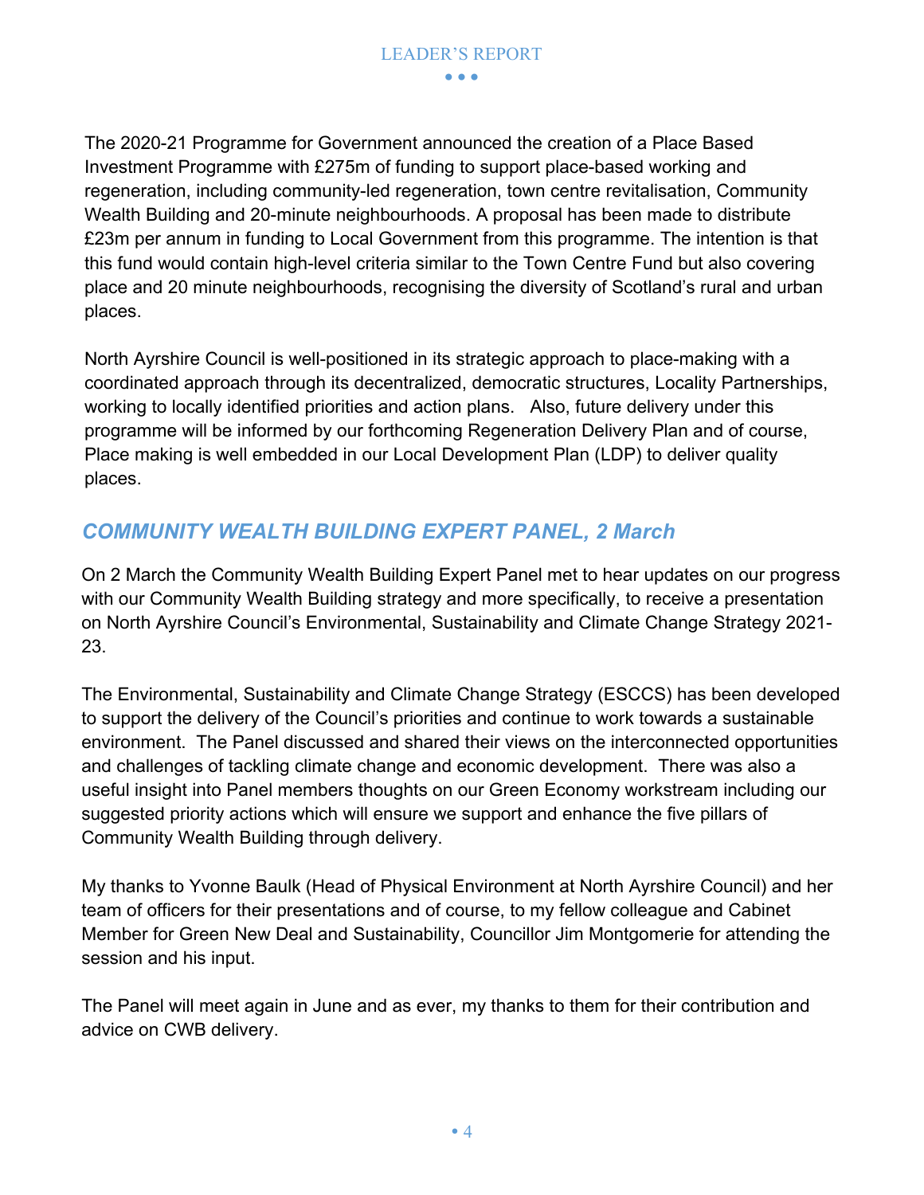The 2020-21 Programme for Government announced the creation of a Place Based Investment Programme with £275m of funding to support place-based working and regeneration, including community-led regeneration, town centre revitalisation, Community Wealth Building and 20-minute neighbourhoods. A proposal has been made to distribute £23m per annum in funding to Local Government from this programme. The intention is that this fund would contain high-level criteria similar to the Town Centre Fund but also covering place and 20 minute neighbourhoods, recognising the diversity of Scotland's rural and urban places.

North Ayrshire Council is well-positioned in its strategic approach to place-making with a coordinated approach through its decentralized, democratic structures, Locality Partnerships, working to locally identified priorities and action plans. Also, future delivery under this programme will be informed by our forthcoming Regeneration Delivery Plan and of course, Place making is well embedded in our Local Development Plan (LDP) to deliver quality places.

## *COMMUNITY WEALTH BUILDING EXPERT PANEL, 2 March*

On 2 March the Community Wealth Building Expert Panel met to hear updates on our progress with our Community Wealth Building strategy and more specifically, to receive a presentation on North Ayrshire Council's Environmental, Sustainability and Climate Change Strategy 2021-23.

The Environmental, Sustainability and Climate Change Strategy (ESCCS) has been developed to support the delivery of the Council's priorities and continue to work towards a sustainable environment. The Panel discussed and shared their views on the interconnected opportunities and challenges of tackling climate change and economic development. There was also a useful insight into Panel members thoughts on our Green Economy workstream including our suggested priority actions which will ensure we support and enhance the five pillars of Community Wealth Building through delivery.

My thanks to Yvonne Baulk (Head of Physical Environment at North Ayrshire Council) and her team of officers for their presentations and of course, to my fellow colleague and Cabinet Member for Green New Deal and Sustainability, Councillor Jim Montgomerie for attending the session and his input.

The Panel will meet again in June and as ever, my thanks to them for their contribution and advice on CWB delivery.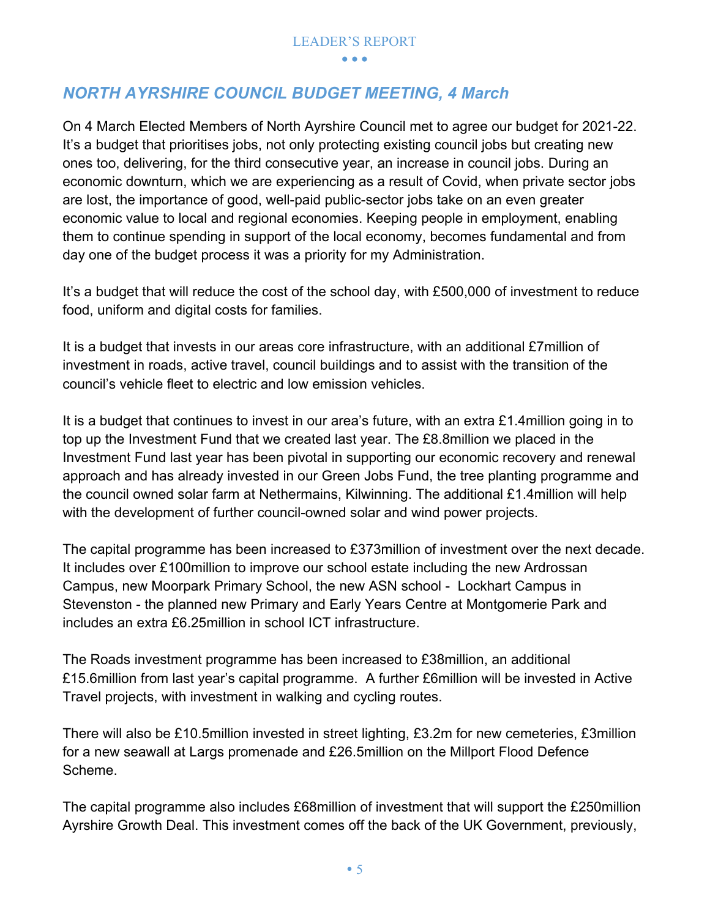## *NORTH AYRSHIRE COUNCIL BUDGET MEETING, 4 March*

On 4 March Elected Members of North Ayrshire Council met to agree our budget for 2021-22. It's a budget that prioritises jobs, not only protecting existing council jobs but creating new ones too, delivering, for the third consecutive year, an increase in council jobs. During an economic downturn, which we are experiencing as a result of Covid, when private sector jobs are lost, the importance of good, well-paid public-sector jobs take on an even greater economic value to local and regional economies. Keeping people in employment, enabling them to continue spending in support of the local economy, becomes fundamental and from day one of the budget process it was a priority for my Administration.

It's a budget that will reduce the cost of the school day, with £500,000 of investment to reduce food, uniform and digital costs for families.

It is a budget that invests in our areas core infrastructure, with an additional £7million of investment in roads, active travel, council buildings and to assist with the transition of the council's vehicle fleet to electric and low emission vehicles.

It is a budget that continues to invest in our area's future, with an extra £1.4million going in to top up the Investment Fund that we created last year. The £8.8million we placed in the Investment Fund last year has been pivotal in supporting our economic recovery and renewal approach and has already invested in our Green Jobs Fund, the tree planting programme and the council owned solar farm at Nethermains, Kilwinning. The additional £1.4million will help with the development of further council-owned solar and wind power projects.

The capital programme has been increased to £373million of investment over the next decade. It includes over £100million to improve our school estate including the new Ardrossan Campus, new Moorpark Primary School, the new ASN school - Lockhart Campus in Stevenston - the planned new Primary and Early Years Centre at Montgomerie Park and includes an extra £6.25million in school ICT infrastructure.

The Roads investment programme has been increased to £38million, an additional £15.6million from last year's capital programme. A further £6million will be invested in Active Travel projects, with investment in walking and cycling routes.

There will also be £10.5million invested in street lighting, £3.2m for new cemeteries, £3million for a new seawall at Largs promenade and £26.5million on the Millport Flood Defence Scheme.

The capital programme also includes £68million of investment that will support the £250million Ayrshire Growth Deal. This investment comes off the back of the UK Government, previously,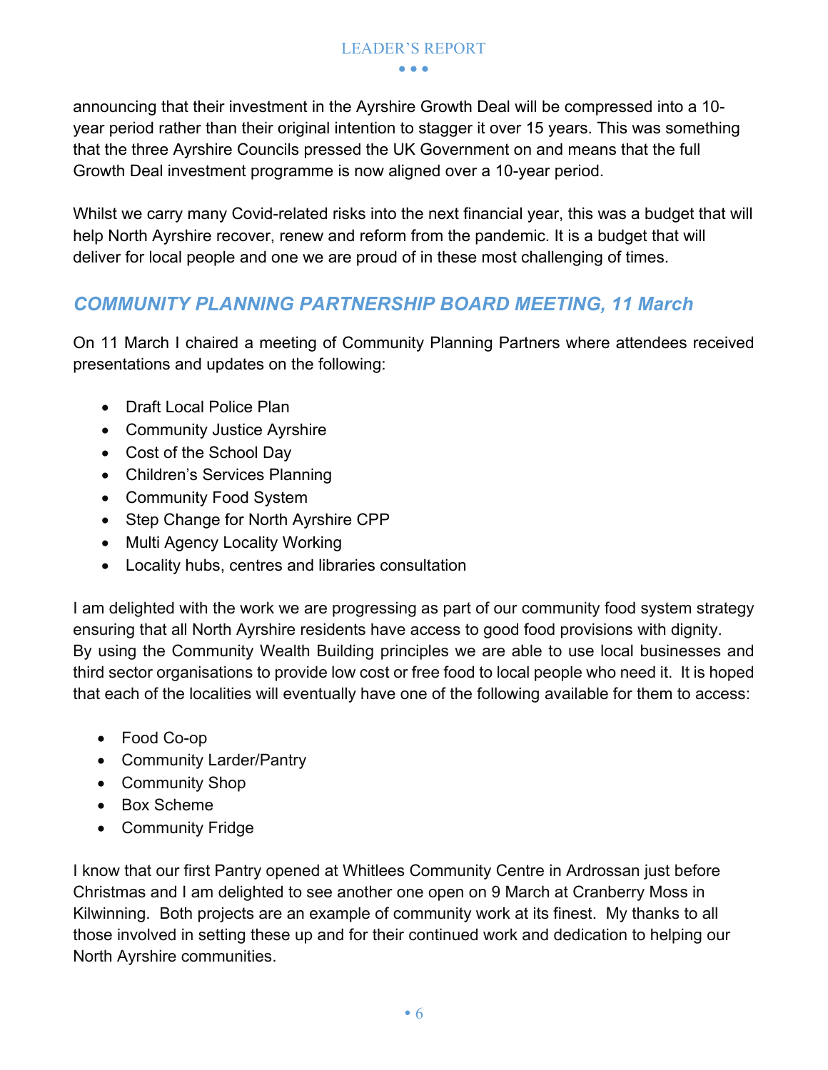announcing that their investment in the Ayrshire Growth Deal will be compressed into a 10-year period rather than their original intention to stagger it over 15 years. This was something that the three Ayrshire Councils pressed the UK Government on and means that the full Growth Deal investment programme is now aligned over a 10-year period.

Whilst we carry many Covid-related risks into the next financial year, this was a budget that will help North Ayrshire recover, renew and reform from the pandemic. It is a budget that will deliver for local people and one we are proud of in these most challenging of times.

## *COMMUNITY PLANNING PARTNERSHIP BOARD MEETING, 11 March*

On 11 March I chaired a meeting of Community Planning Partners where attendees received presentations and updates on the following:

- Draft Local Police Plan
- Community Justice Ayrshire
- Cost of the School Day
- Children's Services Planning
- Community Food System
- Step Change for North Ayrshire CPP
- Multi Agency Locality Working
- Locality hubs, centres and libraries consultation

I am delighted with the work we are progressing as part of our community food system strategy ensuring that all North Ayrshire residents have access to good food provisions with dignity. By using the Community Wealth Building principles we are able to use local businesses and third sector organisations to provide low cost or free food to local people who need it. It is hoped that each of the localities will eventually have one of the following available for them to access:

- Food Co-op
- Community Larder/Pantry
- Community Shop
- Box Scheme
- Community Fridge

I know that our first Pantry opened at Whitlees Community Centre in Ardrossan just before Christmas and I am delighted to see another one open on 9 March at Cranberry Moss in Kilwinning. Both projects are an example of community work at its finest. My thanks to all those involved in setting these up and for their continued work and dedication to helping our North Ayrshire communities.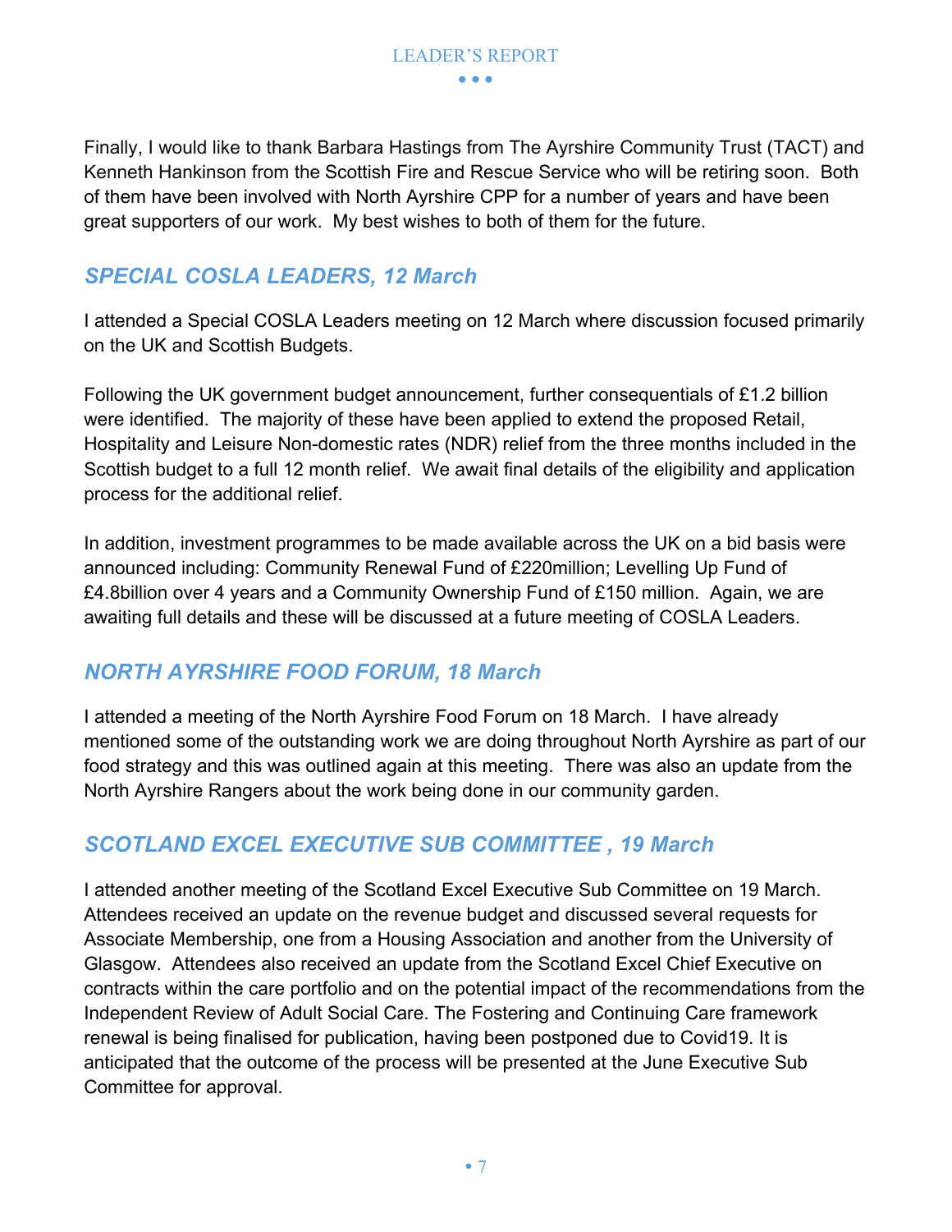Finally, I would like to thank Barbara Hastings from The Ayrshire Community Trust (TACT) and Kenneth Hankinson from the Scottish Fire and Rescue Service who will be retiring soon. Both of them have been involved with North Ayrshire CPP for a number of years and have been great supporters of our work. My best wishes to both of them for the future.

## *SPECIAL COSLA LEADERS, 12 March*

I attended a Special COSLA Leaders meeting on 12 March where discussion focused primarily on the UK and Scottish Budgets.

Following the UK government budget announcement, further consequentials of £1.2 billion were identified. The majority of these have been applied to extend the proposed Retail, Hospitality and Leisure Non-domestic rates (NDR) relief from the three months included in the Scottish budget to a full 12 month relief. We await final details of the eligibility and application process for the additional relief.

In addition, investment programmes to be made available across the UK on a bid basis were announced including: Community Renewal Fund of £220million; Levelling Up Fund of £4.8billion over 4 years and a Community Ownership Fund of £150 million. Again, we are awaiting full details and these will be discussed at a future meeting of COSLA Leaders.

## *NORTH AYRSHIRE FOOD FORUM, 18 March*

I attended a meeting of the North Ayrshire Food Forum on 18 March. I have already mentioned some of the outstanding work we are doing throughout North Ayrshire as part of our food strategy and this was outlined again at this meeting. There was also an update from the North Ayrshire Rangers about the work being done in our community garden.

## *SCOTLAND EXCEL EXECUTIVE SUB COMMITTEE , 19 March*

I attended another meeting of the Scotland Excel Executive Sub Committee on 19 March. Attendees received an update on the revenue budget and discussed several requests for Associate Membership, one from a Housing Association and another from the University of Glasgow. Attendees also received an update from the Scotland Excel Chief Executive on contracts within the care portfolio and on the potential impact of the recommendations from the Independent Review of Adult Social Care. The Fostering and Continuing Care framework renewal is being finalised for publication, having been postponed due to Covid19. It is anticipated that the outcome of the process will be presented at the June Executive Sub Committee for approval.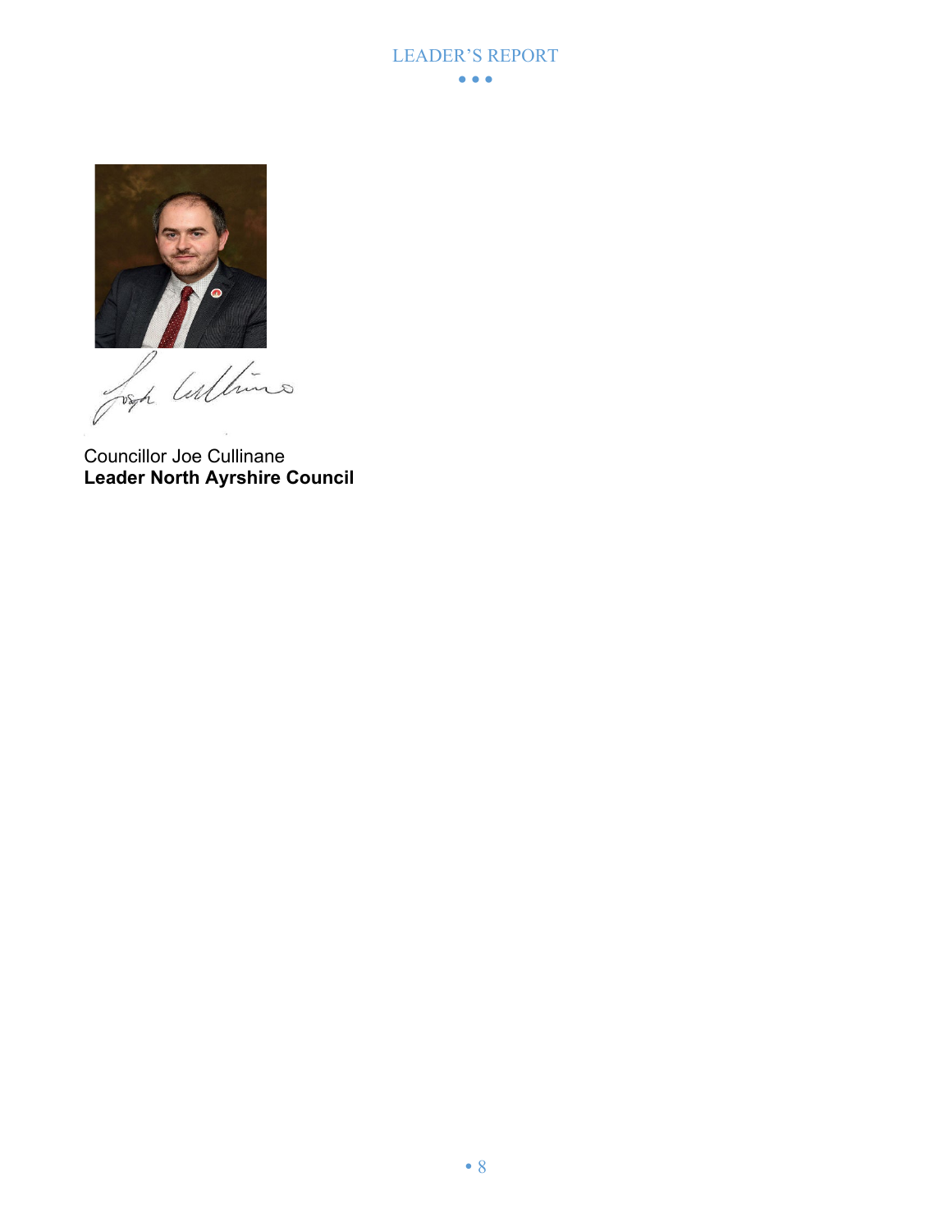Councillor Joe Cullinane
**Leader North Ayrshire Council**